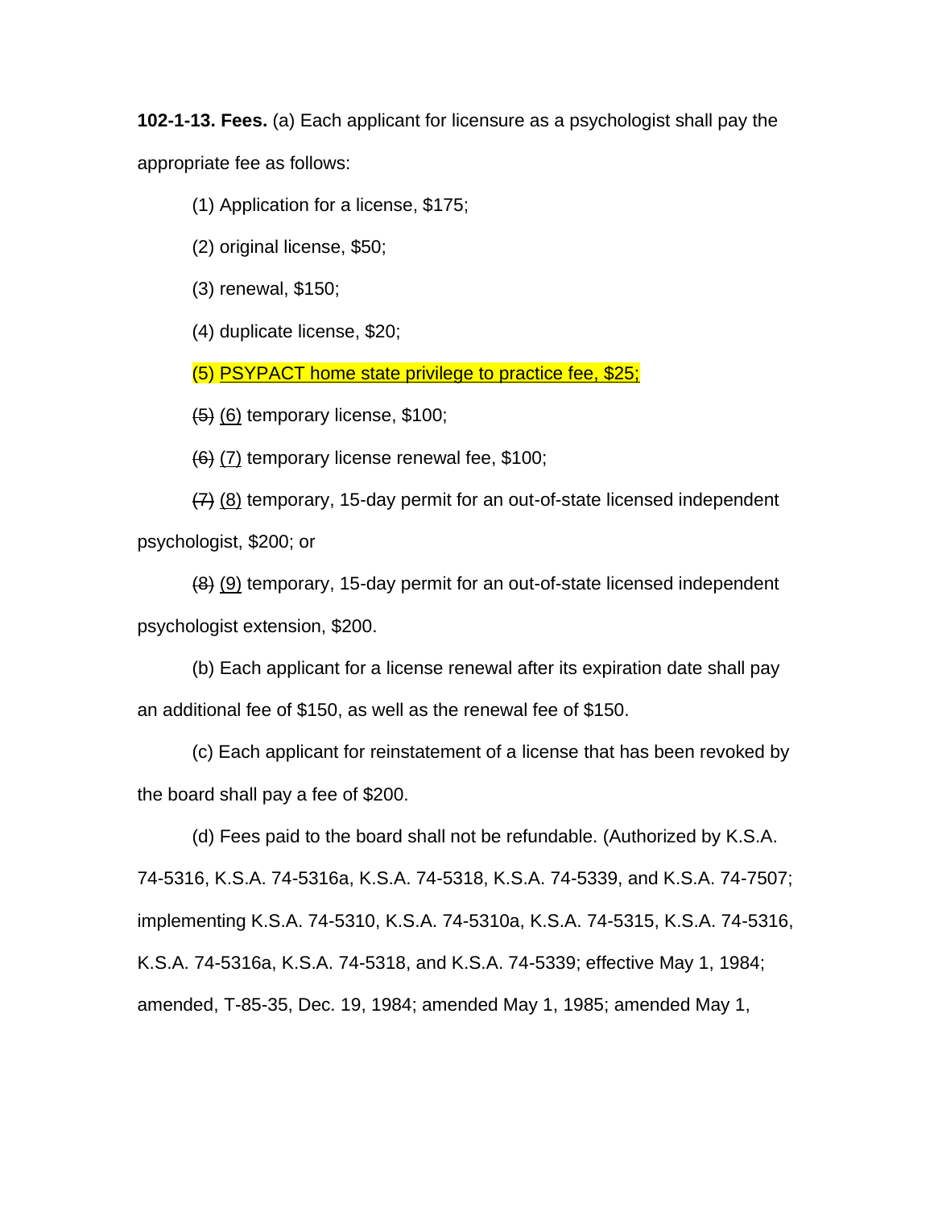**102-1-13. Fees.** (a) Each applicant for licensure as a psychologist shall pay the appropriate fee as follows:

(1) Application for a license, $175;

(2) original license, $50;

(3) renewal, $150;

(4) duplicate license, $20;

(5) PSYPACT home state privilege to practice fee, $25;

~~(5)~~ (6) temporary license, $100;

~~(6)~~ (7) temporary license renewal fee, $100;

~~(7)~~ (8) temporary, 15-day permit for an out-of-state licensed independent psychologist, $200; or

~~(8)~~ (9) temporary, 15-day permit for an out-of-state licensed independent psychologist extension, $200.

(b) Each applicant for a license renewal after its expiration date shall pay an additional fee of $150, as well as the renewal fee of $150.

(c) Each applicant for reinstatement of a license that has been revoked by the board shall pay a fee of $200.

(d) Fees paid to the board shall not be refundable. (Authorized by K.S.A. 74-5316, K.S.A. 74-5316a, K.S.A. 74-5318, K.S.A. 74-5339, and K.S.A. 74-7507; implementing K.S.A. 74-5310, K.S.A. 74-5310a, K.S.A. 74-5315, K.S.A. 74-5316, K.S.A. 74-5316a, K.S.A. 74-5318, and K.S.A. 74-5339; effective May 1, 1984; amended, T-85-35, Dec. 19, 1984; amended May 1, 1985; amended May 1,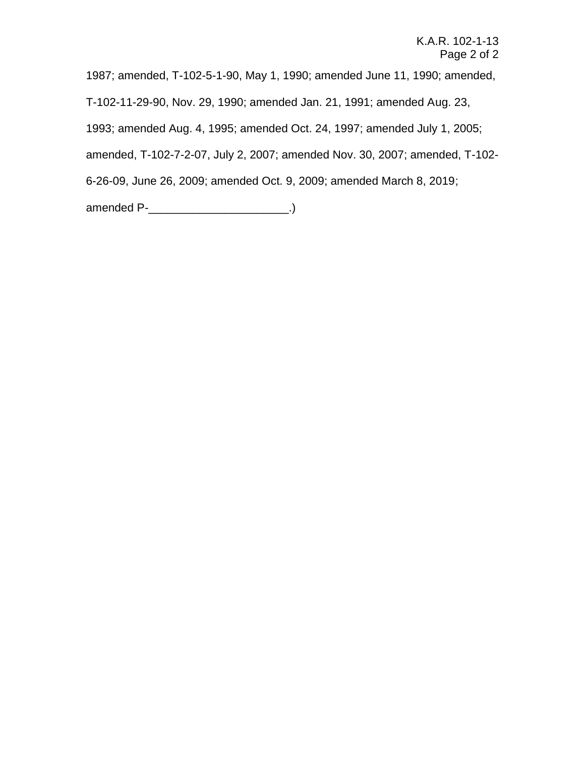1987; amended, T-102-5-1-90, May 1, 1990; amended June 11, 1990; amended, T-102-11-29-90, Nov. 29, 1990; amended Jan. 21, 1991; amended Aug. 23, 1993; amended Aug. 4, 1995; amended Oct. 24, 1997; amended July 1, 2005; amended, T-102-7-2-07, July 2, 2007; amended Nov. 30, 2007; amended, T-102-6-26-09, June 26, 2009; amended Oct. 9, 2009; amended March 8, 2019; amended P-______________________.)